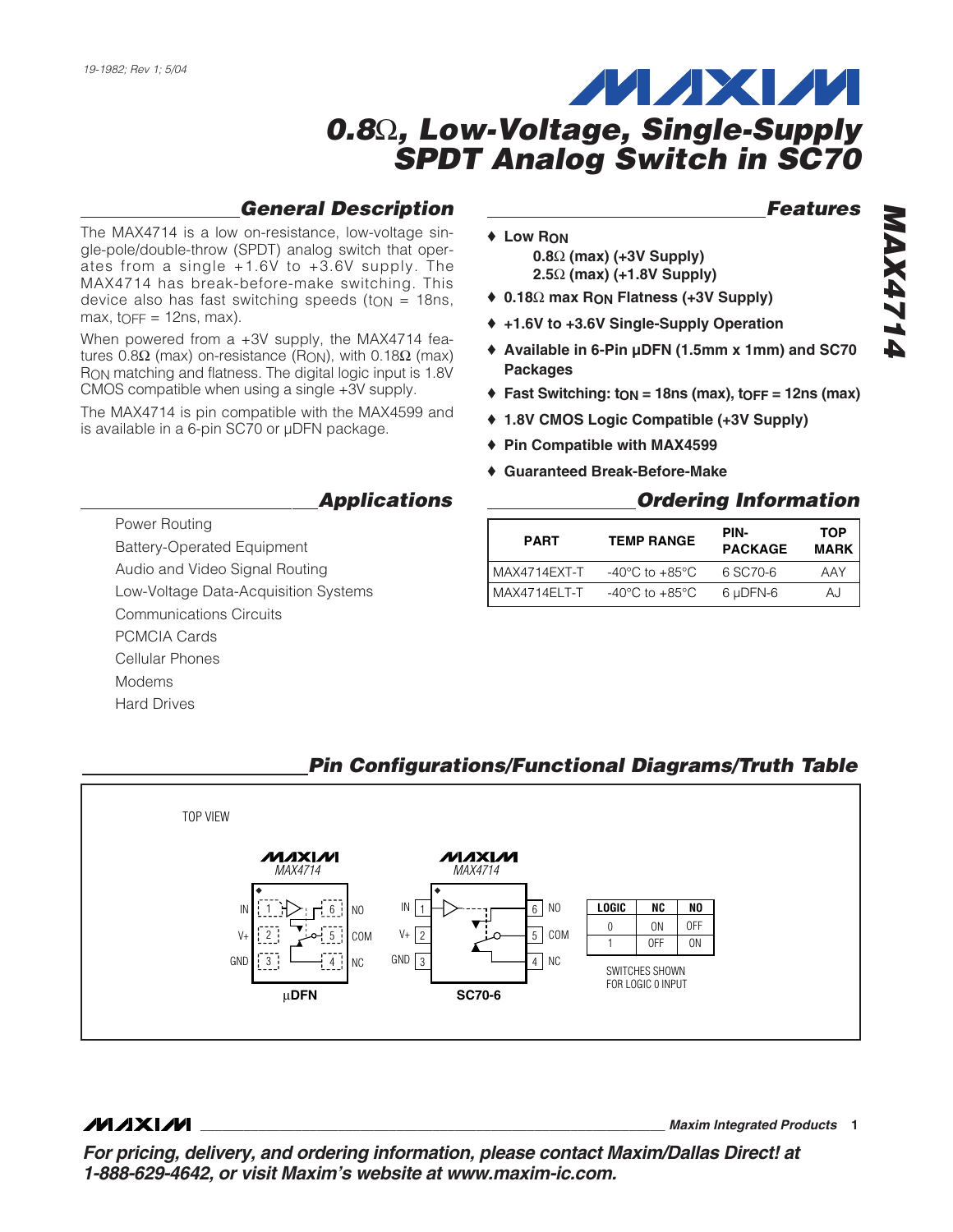19-1982; Rev 1; 5/04

# 0.8Ω, Low-Voltage, Single-Supply SPDT Analog Switch in SC70

## MAX4714

## General Description

The MAX4714 is a low on-resistance, low-voltage single-pole/double-throw (SPDT) analog switch that operates from a single +1.6V to +3.6V supply. The MAX4714 has break-before-make switching. This device also has fast switching speeds ($t_{ON}$ = 18ns, max, $t_{OFF}$ = 12ns, max).

When powered from a +3V supply, the MAX4714 features 0.8Ω (max) on-resistance ($R_{ON}$), with 0.18Ω (max) $R_{ON}$ matching and flatness. The digital logic input is 1.8V CMOS compatible when using a single +3V supply.

The MAX4714 is pin compatible with the MAX4599 and is available in a 6-pin SC70 or µDFN package.

## Applications

- Power Routing
- Battery-Operated Equipment
- Audio and Video Signal Routing
- Low-Voltage Data-Acquisition Systems
- Communications Circuits
- PCMCIA Cards
- Cellular Phones
- Modems
- Hard Drives

## Features

- **Low $R_{ON}$**
  - **0.8Ω (max) (+3V Supply)**
  - **2.5Ω (max) (+1.8V Supply)**
- **0.18Ω max $R_{ON}$ Flatness (+3V Supply)**
- **+1.6V to +3.6V Single-Supply Operation**
- **Available in 6-Pin µDFN (1.5mm x 1mm) and SC70 Packages**
- **Fast Switching: $t_{ON}$ = 18ns (max), $t_{OFF}$ = 12ns (max)**
- **1.8V CMOS Logic Compatible (+3V Supply)**
- **Pin Compatible with MAX4599**
- **Guaranteed Break-Before-Make**

## Ordering Information

| PART | TEMP RANGE | PIN-PACKAGE | TOP MARK |
|---|---|---|---|
| MAX4714EXT-T | -40°C to +85°C | 6 SC70-6 | AAY |
| MAX4714ELT-T | -40°C to +85°C | 6 µDFN-6 | AJ |

## Pin Configurations/Functional Diagrams/Truth Table

TOP VIEW

MAX4714 µDFN: IN (1), V+ (2), GND (3), NC (4), COM (5), NO (6)

MAX4714 SC70-6: IN (1), V+ (2), GND (3), NC (4), COM (5), NO (6)

| LOGIC | NC | NO |
|---|---|---|
| 0 | ON | OFF |
| 1 | OFF | ON |

SWITCHES SHOWN FOR LOGIC 0 INPUT

**For pricing, delivery, and ordering information, please contact Maxim/Dallas Direct! at 1-888-629-4642, or visit Maxim's website at www.maxim-ic.com.**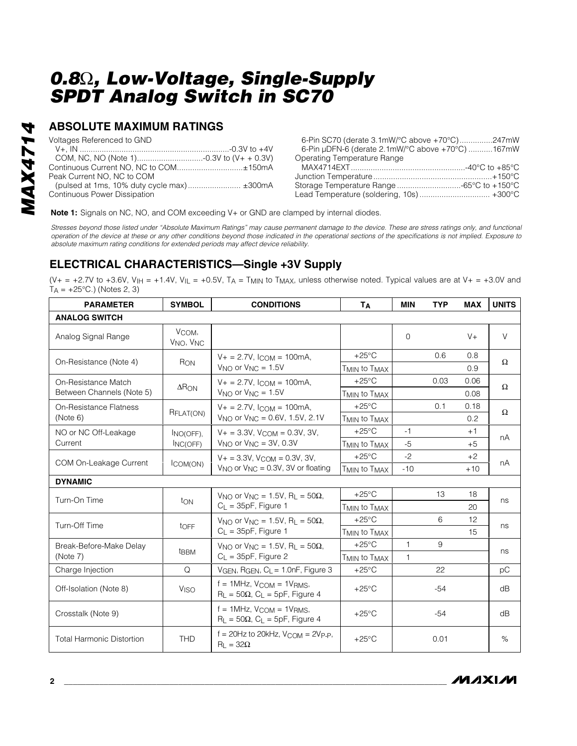# 0.8Ω, Low-Voltage, Single-Supply SPDT Analog Switch in SC70

## ABSOLUTE MAXIMUM RATINGS

Voltages Referenced to GND
- V+, IN ....................................................................-0.3V to +4V
- COM, NC, NO (Note 1)..............................-0.3V to (V+ + 0.3V)

Continuous Current NO, NC to COM.............................±150mA
Peak Current NO, NC to COM
- (pulsed at 1ms, 10% duty cycle max)........................ ±300mA

Continuous Power Dissipation
- 6-Pin SC70 (derate 3.1mW/°C above +70°C)...............247mW
- 6-Pin μDFN-6 (derate 2.1mW/°C above +70°C) ...........167mW

Operating Temperature Range
- MAX4714EXT...................................................-40°C to +85°C

Junction Temperature.....................................................+150°C
Storage Temperature Range .............................-65°C to +150°C
Lead Temperature (soldering, 10s)................................ +300°C

**Note 1:** Signals on NC, NO, and COM exceeding V+ or GND are clamped by internal diodes.

*Stresses beyond those listed under "Absolute Maximum Ratings" may cause permanent damage to the device. These are stress ratings only, and functional operation of the device at these or any other conditions beyond those indicated in the operational sections of the specifications is not implied. Exposure to absolute maximum rating conditions for extended periods may affect device reliability.*

## ELECTRICAL CHARACTERISTICS—Single +3V Supply

($V+ = +2.7V$ to $+3.6V$, $V_{IH} = +1.4V$, $V_{IL} = +0.5V$, $T_A = T_{MIN}$ to $T_{MAX}$, unless otherwise noted. Typical values are at $V+ = +3.0V$ and $T_A = +25°C$.) (Notes 2, 3)

| PARAMETER | SYMBOL | CONDITIONS | $T_A$ | MIN | TYP | MAX | UNITS |
|---|---|---|---|---|---|---|---|
| **ANALOG SWITCH** | | | | | | | |
| Analog Signal Range | $V_{COM}$, $V_{NO}$, $V_{NC}$ | | | 0 | | V+ | V |
| On-Resistance (Note 4) | $R_{ON}$ | $V+ = 2.7V$, $I_{COM} = 100mA$, $V_{NO}$ or $V_{NC} = 1.5V$ | +25°C | | 0.6 | 0.8 | Ω |
| | | | $T_{MIN}$ to $T_{MAX}$ | | | 0.9 | |
| On-Resistance Match Between Channels (Note 5) | $\Delta R_{ON}$ | $V+ = 2.7V$, $I_{COM} = 100mA$, $V_{NO}$ or $V_{NC} = 1.5V$ | +25°C | | 0.03 | 0.06 | Ω |
| | | | $T_{MIN}$ to $T_{MAX}$ | | | 0.08 | |
| On-Resistance Flatness (Note 6) | $R_{FLAT(ON)}$ | $V+ = 2.7V$, $I_{COM} = 100mA$, $V_{NO}$ or $V_{NC} = 0.6V, 1.5V, 2.1V$ | +25°C | | 0.1 | 0.18 | Ω |
| | | | $T_{MIN}$ to $T_{MAX}$ | | | 0.2 | |
| NO or NC Off-Leakage Current | $I_{NO(OFF)}$, $I_{NC(OFF)}$ | $V+ = 3.3V$, $V_{COM} = 0.3V, 3V$, $V_{NO}$ or $V_{NC} = 3V, 0.3V$ | +25°C | -1 | | +1 | nA |
| | | | $T_{MIN}$ to $T_{MAX}$ | -5 | | +5 | |
| COM On-Leakage Current | $I_{COM(ON)}$ | $V+ = 3.3V$, $V_{COM} = 0.3V, 3V$, $V_{NO}$ or $V_{NC} = 0.3V, 3V$ or floating | +25°C | -2 | | +2 | nA |
| | | | $T_{MIN}$ to $T_{MAX}$ | -10 | | +10 | |
| **DYNAMIC** | | | | | | | |
| Turn-On Time | $t_{ON}$ | $V_{NO}$ or $V_{NC} = 1.5V$, $R_L = 50\Omega$, $C_L = 35pF$, Figure 1 | +25°C | | 13 | 18 | ns |
| | | | $T_{MIN}$ to $T_{MAX}$ | | | 20 | |
| Turn-Off Time | $t_{OFF}$ | $V_{NO}$ or $V_{NC} = 1.5V$, $R_L = 50\Omega$, $C_L = 35pF$, Figure 1 | +25°C | | 6 | 12 | ns |
| | | | $T_{MIN}$ to $T_{MAX}$ | | | 15 | |
| Break-Before-Make Delay (Note 7) | $t_{BBM}$ | $V_{NO}$ or $V_{NC} = 1.5V$, $R_L = 50\Omega$, $C_L = 35pF$, Figure 2 | +25°C | 1 | 9 | | ns |
| | | | $T_{MIN}$ to $T_{MAX}$ | 1 | | | |
| Charge Injection | Q | $V_{GEN}$, $R_{GEN}$, $C_L = 1.0nF$, Figure 3 | +25°C | | 22 | | pC |
| Off-Isolation (Note 8) | $V_{ISO}$ | $f = 1MHz$, $V_{COM} = 1V_{RMS}$, $R_L = 50\Omega$, $C_L = 5pF$, Figure 4 | +25°C | | -54 | | dB |
| Crosstalk (Note 9) | | $f = 1MHz$, $V_{COM} = 1V_{RMS}$, $R_L = 50\Omega$, $C_L = 5pF$, Figure 4 | +25°C | | -54 | | dB |
| Total Harmonic Distortion | THD | $f = 20Hz$ to $20kHz$, $V_{COM} = 2V_{P-P}$, $R_L = 32\Omega$ | +25°C | | 0.01 | | % |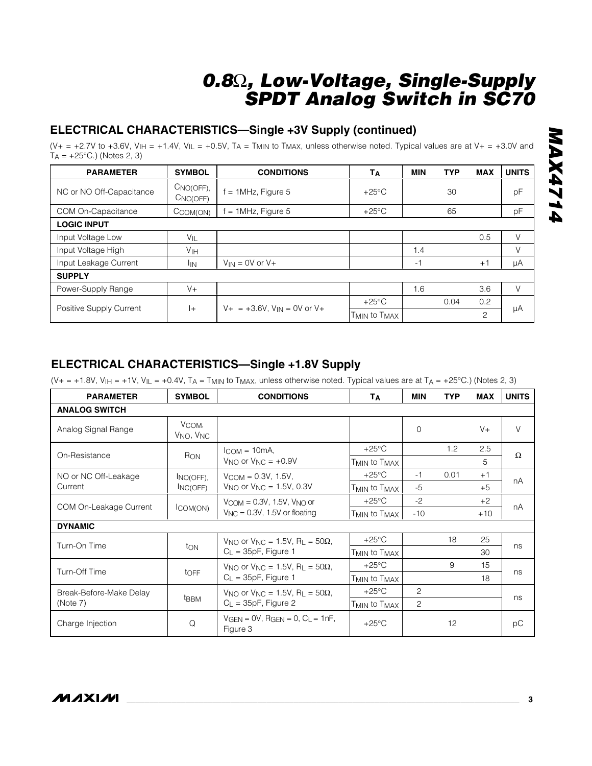## ELECTRICAL CHARACTERISTICS—Single +3V Supply (continued)

($V+ = +2.7V$ to $+3.6V$, $V_{IH} = +1.4V$, $V_{IL} = +0.5V$, $T_A = T_{MIN}$ to $T_{MAX}$, unless otherwise noted. Typical values are at $V+ = +3.0V$ and $T_A = +25°C$.) (Notes 2, 3)

| PARAMETER | SYMBOL | CONDITIONS | $T_A$ | MIN | TYP | MAX | UNITS |
|---|---|---|---|---|---|---|---|
| NC or NO Off-Capacitance | $C_{NO(OFF)}$, $C_{NC(OFF)}$ | f = 1MHz, Figure 5 | +25°C | | 30 | | pF |
| COM On-Capacitance | $C_{COM(ON)}$ | f = 1MHz, Figure 5 | +25°C | | 65 | | pF |
| **LOGIC INPUT** | | | | | | | |
| Input Voltage Low | $V_{IL}$ | | | | | 0.5 | V |
| Input Voltage High | $V_{IH}$ | | | 1.4 | | | V |
| Input Leakage Current | $I_{IN}$ | $V_{IN}$ = 0V or V+ | | -1 | | +1 | µA |
| **SUPPLY** | | | | | | | |
| Power-Supply Range | V+ | | | 1.6 | | 3.6 | V |
| Positive Supply Current | I+ | V+ = +3.6V, $V_{IN}$ = 0V or V+ | +25°C | | 0.04 | 0.2 | µA |
| | | | $T_{MIN}$ to $T_{MAX}$ | | | 2 | |

## ELECTRICAL CHARACTERISTICS—Single +1.8V Supply

($V+ = +1.8V$, $V_{IH} = +1V$, $V_{IL} = +0.4V$, $T_A = T_{MIN}$ to $T_{MAX}$, unless otherwise noted. Typical values are at $T_A = +25°C$.) (Notes 2, 3)

| PARAMETER | SYMBOL | CONDITIONS | $T_A$ | MIN | TYP | MAX | UNITS |
|---|---|---|---|---|---|---|---|
| **ANALOG SWITCH** | | | | | | | |
| Analog Signal Range | $V_{COM}$, $V_{NO}$, $V_{NC}$ | | | 0 | | V+ | V |
| On-Resistance | $R_{ON}$ | $I_{COM}$ = 10mA, $V_{NO}$ or $V_{NC}$ = +0.9V | +25°C | | 1.2 | 2.5 | Ω |
| | | | $T_{MIN}$ to $T_{MAX}$ | | | 5 | |
| NO or NC Off-Leakage Current | $I_{NO(OFF)}$, $I_{NC(OFF)}$ | $V_{COM}$ = 0.3V, 1.5V, $V_{NO}$ or $V_{NC}$ = 1.5V, 0.3V | +25°C | -1 | 0.01 | +1 | nA |
| | | | $T_{MIN}$ to $T_{MAX}$ | -5 | | +5 | |
| COM On-Leakage Current | $I_{COM(ON)}$ | $V_{COM}$ = 0.3V, 1.5V, $V_{NO}$ or $V_{NC}$ = 0.3V, 1.5V or floating | +25°C | -2 | | +2 | nA |
| | | | $T_{MIN}$ to $T_{MAX}$ | -10 | | +10 | |
| **DYNAMIC** | | | | | | | |
| Turn-On Time | $t_{ON}$ | $V_{NO}$ or $V_{NC}$ = 1.5V, $R_L$ = 50Ω, $C_L$ = 35pF, Figure 1 | +25°C | | 18 | 25 | ns |
| | | | $T_{MIN}$ to $T_{MAX}$ | | | 30 | |
| Turn-Off Time | $t_{OFF}$ | $V_{NO}$ or $V_{NC}$ = 1.5V, $R_L$ = 50Ω, $C_L$ = 35pF, Figure 1 | +25°C | | 9 | 15 | ns |
| | | | $T_{MIN}$ to $T_{MAX}$ | | | 18 | |
| Break-Before-Make Delay (Note 7) | $t_{BBM}$ | $V_{NO}$ or $V_{NC}$ = 1.5V, $R_L$ = 50Ω, $C_L$ = 35pF, Figure 2 | +25°C | 2 | | | ns |
| | | | $T_{MIN}$ to $T_{MAX}$ | 2 | | | |
| Charge Injection | Q | $V_{GEN}$ = 0V, $R_{GEN}$ = 0, $C_L$ = 1nF, Figure 3 | +25°C | | 12 | | pC |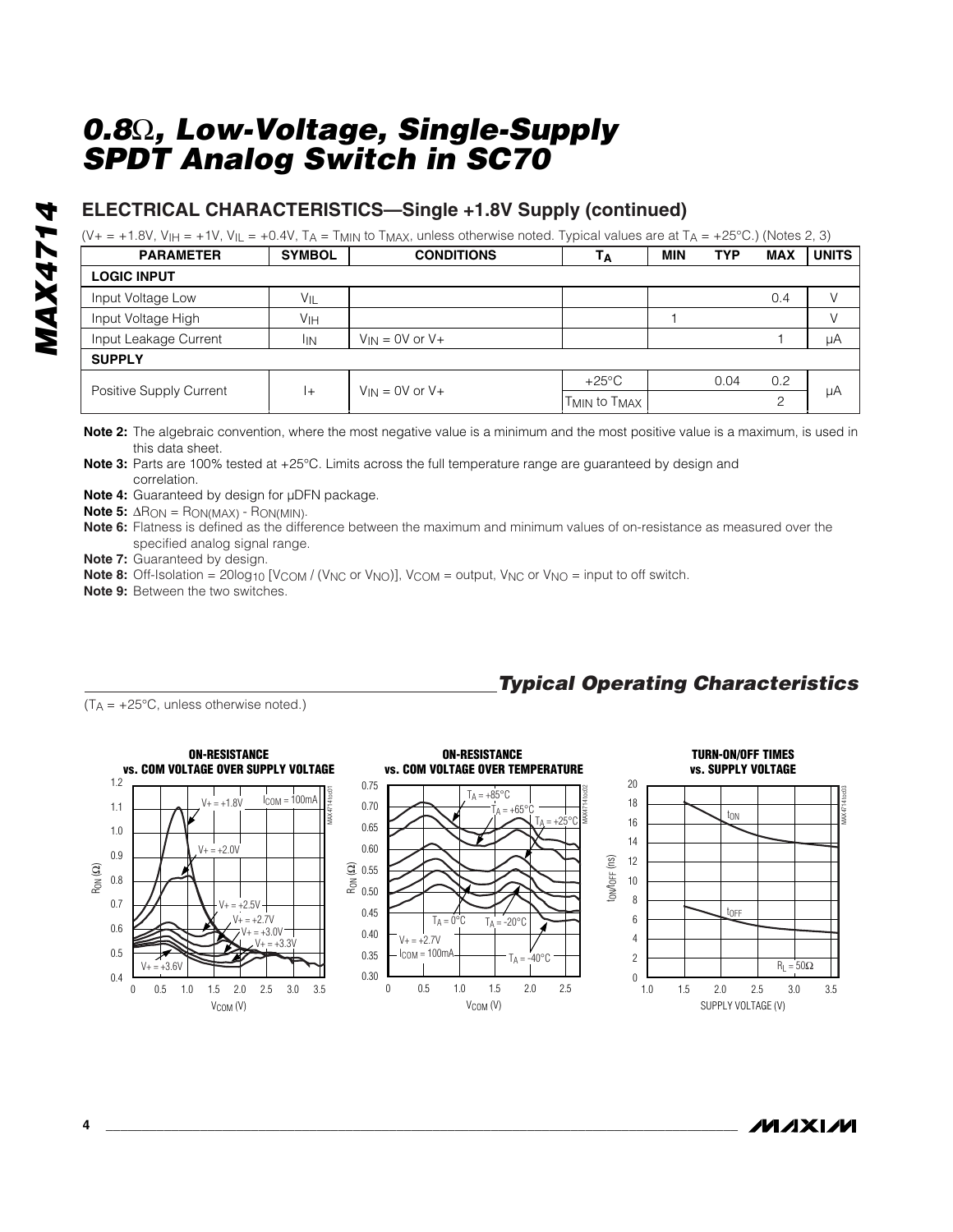## ELECTRICAL CHARACTERISTICS—Single +1.8V Supply (continued)

($V+ = +1.8V$, $V_{IH} = +1V$, $V_{IL} = +0.4V$, $T_A = T_{MIN}$ to $T_{MAX}$, unless otherwise noted. Typical values are at $T_A = +25°C$.) (Notes 2, 3)

| PARAMETER | SYMBOL | CONDITIONS | $T_A$ | MIN | TYP | MAX | UNITS |
|---|---|---|---|---|---|---|---|
| **LOGIC INPUT** | | | | | | | |
| Input Voltage Low | $V_{IL}$ | | | | | 0.4 | V |
| Input Voltage High | $V_{IH}$ | | | 1 | | | V |
| Input Leakage Current | $I_{IN}$ | $V_{IN}$ = 0V or V+ | | | | 1 | µA |
| **SUPPLY** | | | | | | | |
| Positive Supply Current | I+ | $V_{IN}$ = 0V or V+ | +25°C | | 0.04 | 0.2 | µA |
| | | | $T_{MIN}$ to $T_{MAX}$ | | | 2 | |

**Note 2:** The algebraic convention, where the most negative value is a minimum and the most positive value is a maximum, is used in this data sheet.

**Note 3:** Parts are 100% tested at +25°C. Limits across the full temperature range are guaranteed by design and correlation.

**Note 4:** Guaranteed by design for µDFN package.

**Note 5:** $\Delta R_{ON} = R_{ON(MAX)} - R_{ON(MIN)}$.

**Note 6:** Flatness is defined as the difference between the maximum and minimum values of on-resistance as measured over the specified analog signal range.

**Note 7:** Guaranteed by design.

**Note 8:** Off-Isolation = $20\log_{10} [V_{COM} / (V_{NC} \text{ or } V_{NO})]$, $V_{COM}$ = output, $V_{NC}$ or $V_{NO}$ = input to off switch.

**Note 9:** Between the two switches.

## *Typical Operating Characteristics*

($T_A$ = +25°C, unless otherwise noted.)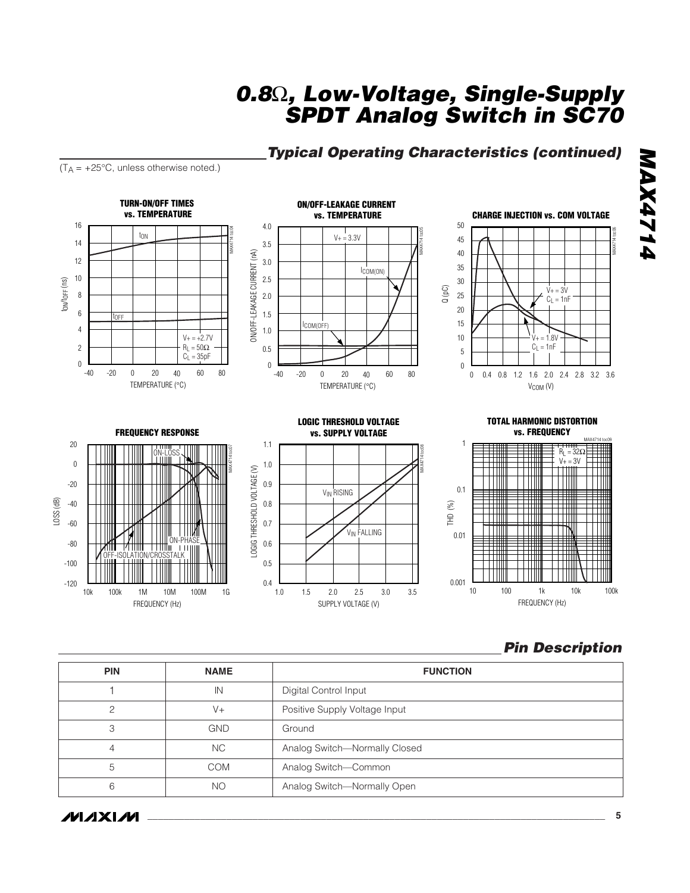## Typical Operating Characteristics (continued)

($T_A$ = +25°C, unless otherwise noted.)

**TURN-ON/OFF TIMES vs. TEMPERATURE**

**ON/OFF-LEAKAGE CURRENT vs. TEMPERATURE**

**CHARGE INJECTION vs. COM VOLTAGE**

**FREQUENCY RESPONSE**

**LOGIC THRESHOLD VOLTAGE vs. SUPPLY VOLTAGE**

**TOTAL HARMONIC DISTORTION vs. FREQUENCY**

## Pin Description

| PIN | NAME | FUNCTION |
|---|---|---|
| 1 | IN | Digital Control Input |
| 2 | V+ | Positive Supply Voltage Input |
| 3 | GND | Ground |
| 4 | NC | Analog Switch—Normally Closed |
| 5 | COM | Analog Switch—Common |
| 6 | NO | Analog Switch—Normally Open |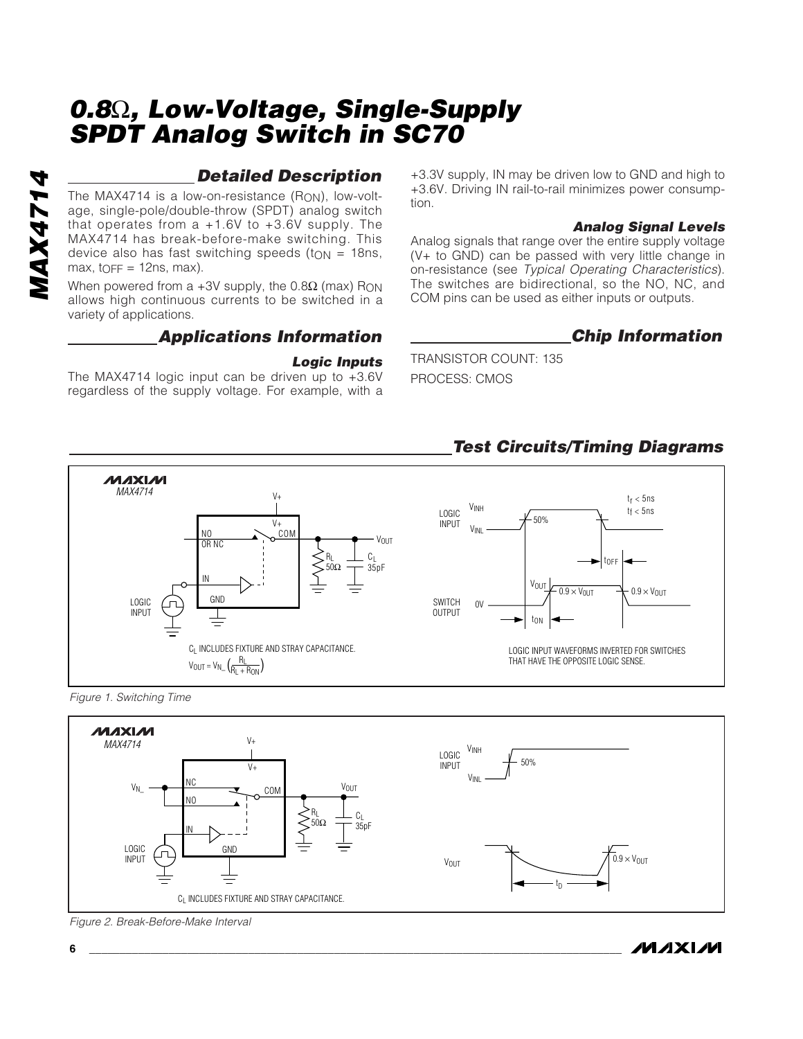# 0.8Ω, Low-Voltage, Single-Supply SPDT Analog Switch in SC70

## Detailed Description

The MAX4714 is a low-on-resistance ($R_{ON}$), low-voltage, single-pole/double-throw (SPDT) analog switch that operates from a +1.6V to +3.6V supply. The MAX4714 has break-before-make switching. This device also has fast switching speeds ($t_{ON}$ = 18ns, max, $t_{OFF}$ = 12ns, max).

When powered from a +3V supply, the 0.8Ω (max) $R_{ON}$ allows high continuous currents to be switched in a variety of applications.

## Applications Information

### Logic Inputs

The MAX4714 logic input can be driven up to +3.6V regardless of the supply voltage. For example, with a +3.3V supply, IN may be driven low to GND and high to +3.6V. Driving IN rail-to-rail minimizes power consumption.

### Analog Signal Levels

Analog signals that range over the entire supply voltage (V+ to GND) can be passed with very little change in on-resistance (see *Typical Operating Characteristics*). The switches are bidirectional, so the NO, NC, and COM pins can be used as either inputs or outputs.

## Chip Information

TRANSISTOR COUNT: 135

PROCESS: CMOS

## Test Circuits/Timing Diagrams

$C_L$ INCLUDES FIXTURE AND STRAY CAPACITANCE.

$V_{OUT} = V_{N\_} \left(\frac{R_L}{R_L + R_{ON}}\right)$

LOGIC INPUT WAVEFORMS INVERTED FOR SWITCHES THAT HAVE THE OPPOSITE LOGIC SENSE.

*Figure 1. Switching Time*

$C_L$ INCLUDES FIXTURE AND STRAY CAPACITANCE.

*Figure 2. Break-Before-Make Interval*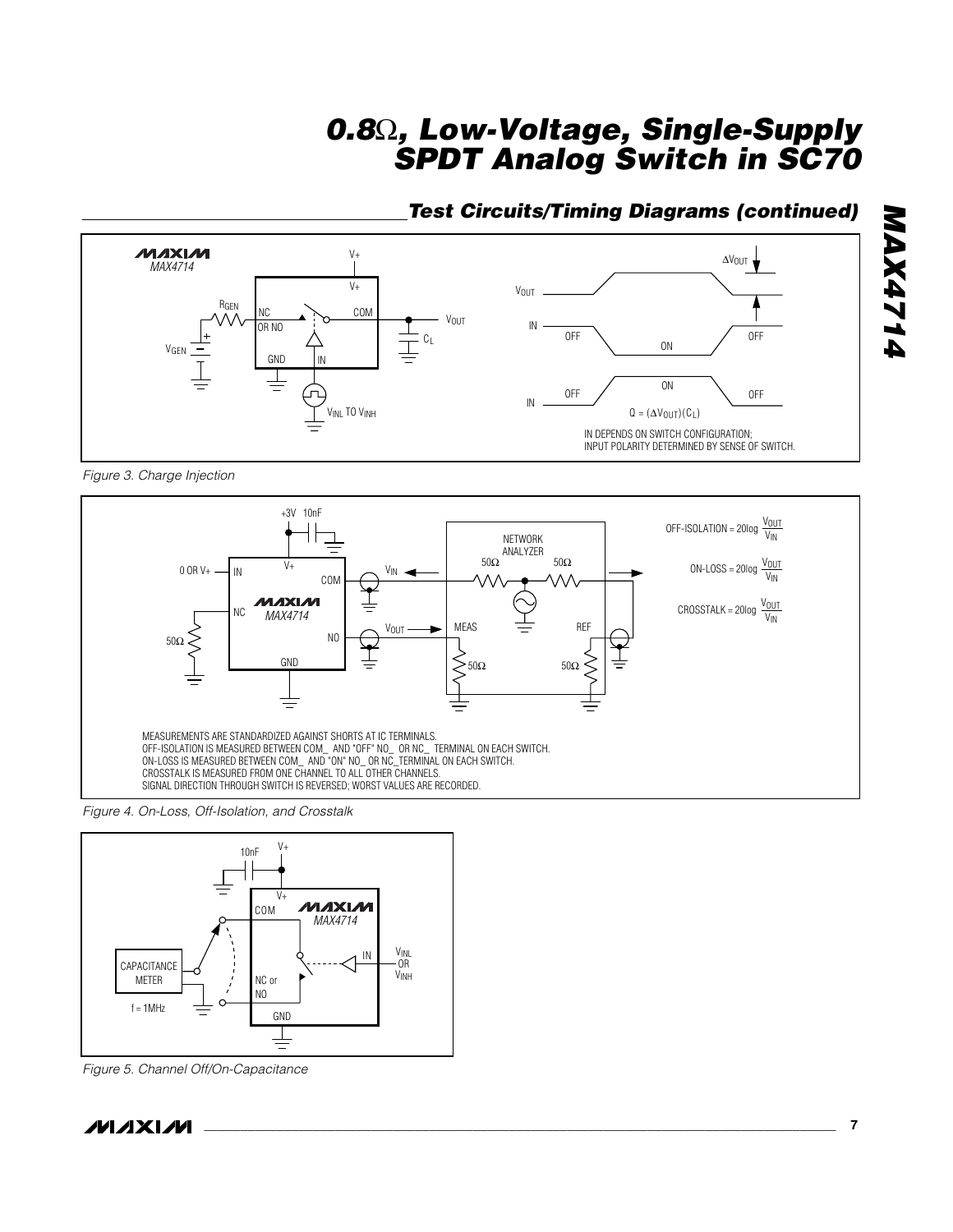## Test Circuits/Timing Diagrams (continued)

$Q = (\Delta V_{OUT})(C_L)$

IN DEPENDS ON SWITCH CONFIGURATION; INPUT POLARITY DETERMINED BY SENSE OF SWITCH.

*Figure 3. Charge Injection*

$\text{OFF-ISOLATION} = 20\log \frac{V_{OUT}}{V_{IN}}$

$\text{ON-LOSS} = 20\log \frac{V_{OUT}}{V_{IN}}$

$\text{CROSSTALK} = 20\log \frac{V_{OUT}}{V_{IN}}$

MEASUREMENTS ARE STANDARDIZED AGAINST SHORTS AT IC TERMINALS.
OFF-ISOLATION IS MEASURED BETWEEN COM_ AND "OFF" NO_ OR NC_ TERMINAL ON EACH SWITCH.
ON-LOSS IS MEASURED BETWEEN COM_ AND "ON" NO_ OR NC_TERMINAL ON EACH SWITCH.
CROSSTALK IS MEASURED FROM ONE CHANNEL TO ALL OTHER CHANNELS.
SIGNAL DIRECTION THROUGH SWITCH IS REVERSED; WORST VALUES ARE RECORDED.

*Figure 4. On-Loss, Off-Isolation, and Crosstalk*

*Figure 5. Channel Off/On-Capacitance*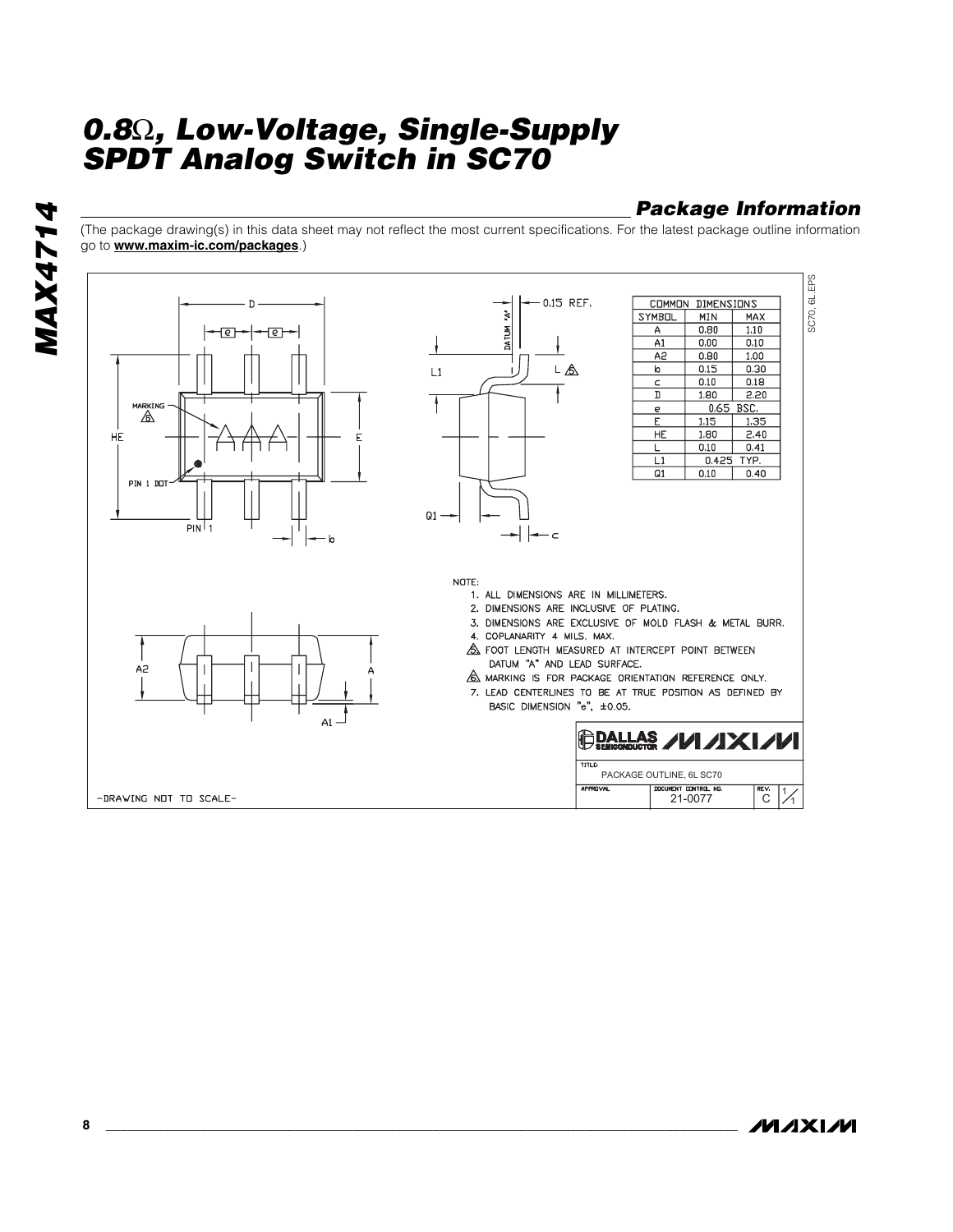## Package Information

(The package drawing(s) in this data sheet may not reflect the most current specifications. For the latest package outline information go to **www.maxim-ic.com/packages**.)

| COMMON DIMENSIONS | | |
|---|---|---|
| SYMBOL | MIN | MAX |
| A | 0.80 | 1.10 |
| A1 | 0.00 | 0.10 |
| A2 | 0.80 | 1.00 |
| b | 0.15 | 0.30 |
| c | 0.10 | 0.18 |
| D | 1.80 | 2.20 |
| e | 0.65 BSC. | |
| E | 1.15 | 1.35 |
| HE | 1.80 | 2.40 |
| L | 0.10 | 0.41 |
| L1 | 0.425 TYP. | |
| Q1 | 0.10 | 0.40 |

NOTE:

1. ALL DIMENSIONS ARE IN MILLIMETERS.
2. DIMENSIONS ARE INCLUSIVE OF PLATING.
3. DIMENSIONS ARE EXCLUSIVE OF MOLD FLASH & METAL BURR.
4. COPLANARITY 4 MILS. MAX.
5. FOOT LENGTH MEASURED AT INTERCEPT POINT BETWEEN DATUM "A" AND LEAD SURFACE.
6. MARKING IS FOR PACKAGE ORIENTATION REFERENCE ONLY.
7. LEAD CENTERLINES TO BE AT TRUE POSITION AS DEFINED BY BASIC DIMENSION "e", ±0.05.

-DRAWING NOT TO SCALE-

TITLE: PACKAGE OUTLINE, 6L SC70

DOCUMENT CONTROL NO. 21-0077 REV. C 1/1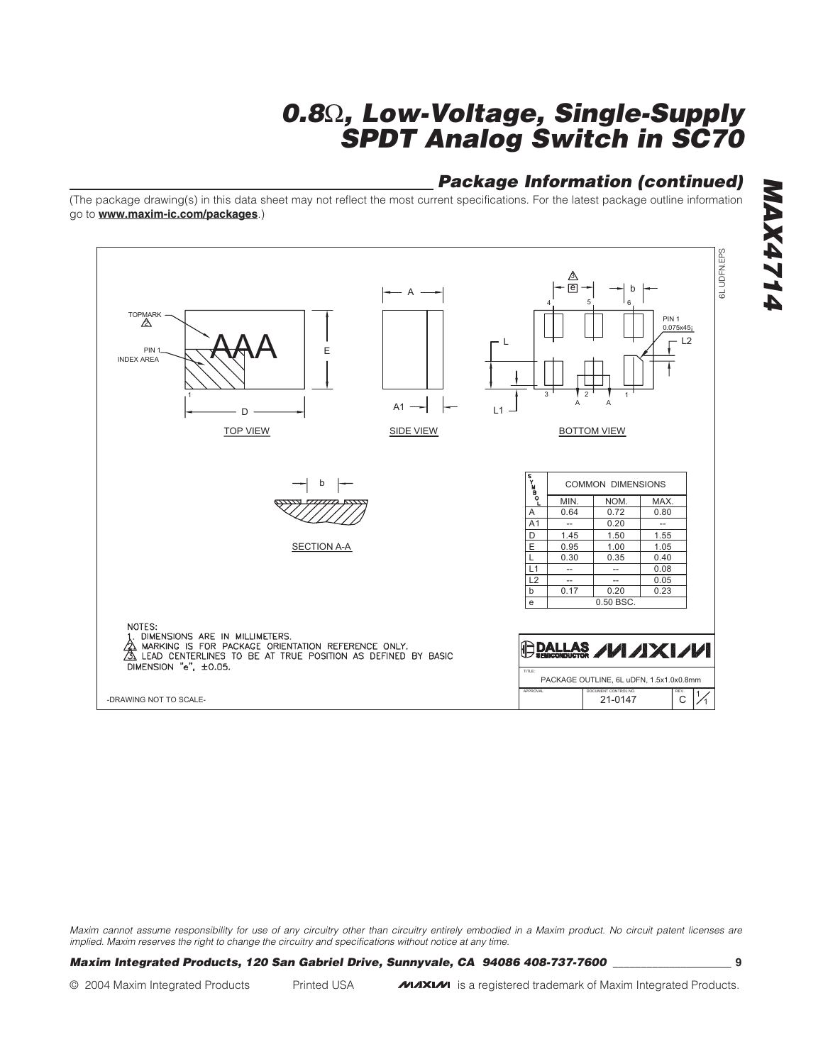## Package Information (continued)

(The package drawing(s) in this data sheet may not reflect the most current specifications. For the latest package outline information go to **www.maxim-ic.com/packages**.)

TOPMARK

PIN 1 INDEX AREA

AAA

TOP VIEW

SIDE VIEW

BOTTOM VIEW

PIN 1 0.075x45°

SECTION A-A

| SYMBOL | COMMON DIMENSIONS | | |
|---|---|---|---|
| | MIN. | NOM. | MAX. |
| A | 0.64 | 0.72 | 0.80 |
| A1 | -- | 0.20 | -- |
| D | 1.45 | 1.50 | 1.55 |
| E | 0.95 | 1.00 | 1.05 |
| L | 0.30 | 0.35 | 0.40 |
| L1 | -- | -- | 0.08 |
| L2 | -- | -- | 0.05 |
| b | 0.17 | 0.20 | 0.23 |
| e | 0.50 BSC. | | |

NOTES:
1. DIMENSIONS ARE IN MILLIMETERS.
2. MARKING IS FOR PACKAGE ORIENTATION REFERENCE ONLY.
3. LEAD CENTERLINES TO BE AT TRUE POSITION AS DEFINED BY BASIC DIMENSION "e", ±0.05.

-DRAWING NOT TO SCALE-

DALLAS SEMICONDUCTOR MAXIM

TITLE: PACKAGE OUTLINE, 6L uDFN, 1.5x1.0x0.8mm

DOCUMENT CONTROL NO. 21-0147 REV. C 1/1

6L UDFN.EPS

*Maxim cannot assume responsibility for use of any circuitry other than circuitry entirely embodied in a Maxim product. No circuit patent licenses are implied. Maxim reserves the right to change the circuitry and specifications without notice at any time.*

***Maxim Integrated Products, 120 San Gabriel Drive, Sunnyvale, CA 94086 408-737-7600***

© 2004 Maxim Integrated Products Printed USA MAXIM is a registered trademark of Maxim Integrated Products.